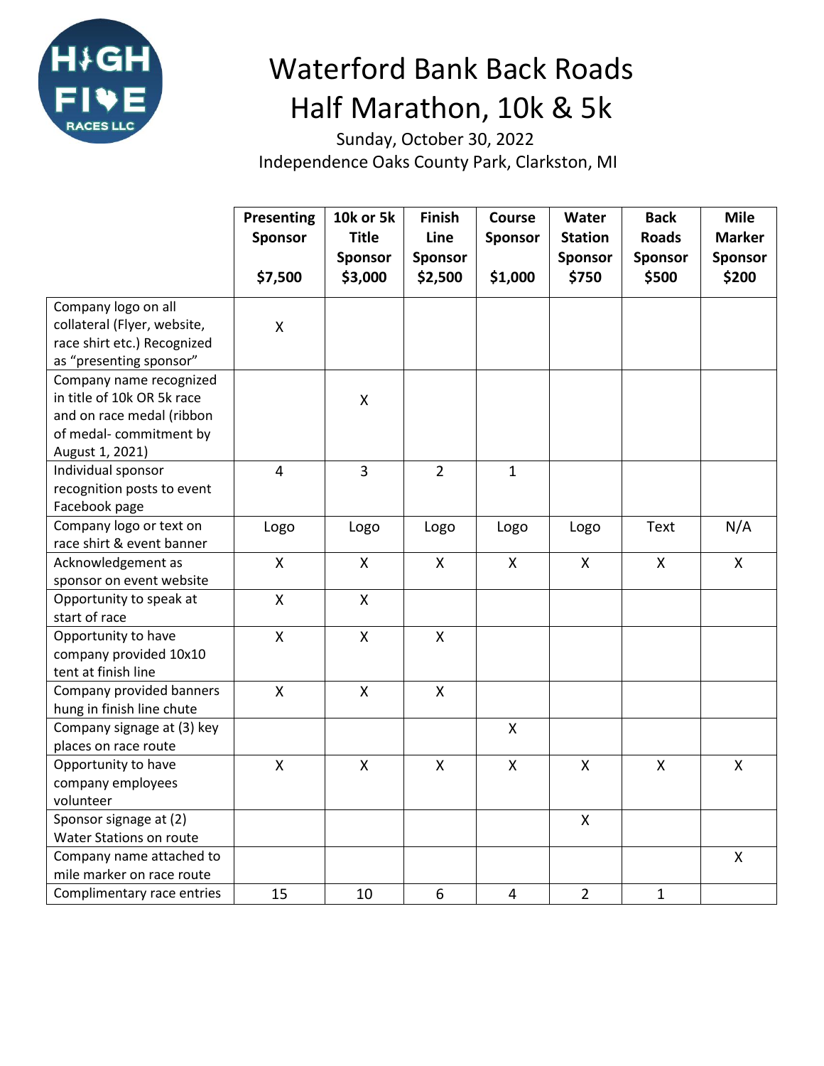# Waterford Bank Back Roads Half Marathon, 10k & 5k

Sunday, October 30, 2022
Independence Oaks County Park, Clarkston, MI

| | Presenting Sponsor $7,500 | 10k or 5k Title Sponsor $3,000 | Finish Line Sponsor $2,500 | Course Sponsor $1,000 | Water Station Sponsor $750 | Back Roads Sponsor $500 | Mile Marker Sponsor $200 |
|---|---|---|---|---|---|---|---|
| Company logo on all collateral (Flyer, website, race shirt etc.) Recognized as "presenting sponsor" | X | | | | | | |
| Company name recognized in title of 10k OR 5k race and on race medal (ribbon of medal- commitment by August 1, 2021) | | X | | | | | |
| Individual sponsor recognition posts to event Facebook page | 4 | 3 | 2 | 1 | | | |
| Company logo or text on race shirt & event banner | Logo | Logo | Logo | Logo | Logo | Text | N/A |
| Acknowledgement as sponsor on event website | X | X | X | X | X | X | X |
| Opportunity to speak at start of race | X | X | | | | | |
| Opportunity to have company provided 10x10 tent at finish line | X | X | X | | | | |
| Company provided banners hung in finish line chute | X | X | X | | | | |
| Company signage at (3) key places on race route | | | | X | | | |
| Opportunity to have company employees volunteer | X | X | X | X | X | X | X |
| Sponsor signage at (2) Water Stations on route | | | | | X | | |
| Company name attached to mile marker on race route | | | | | | | X |
| Complimentary race entries | 15 | 10 | 6 | 4 | 2 | 1 | |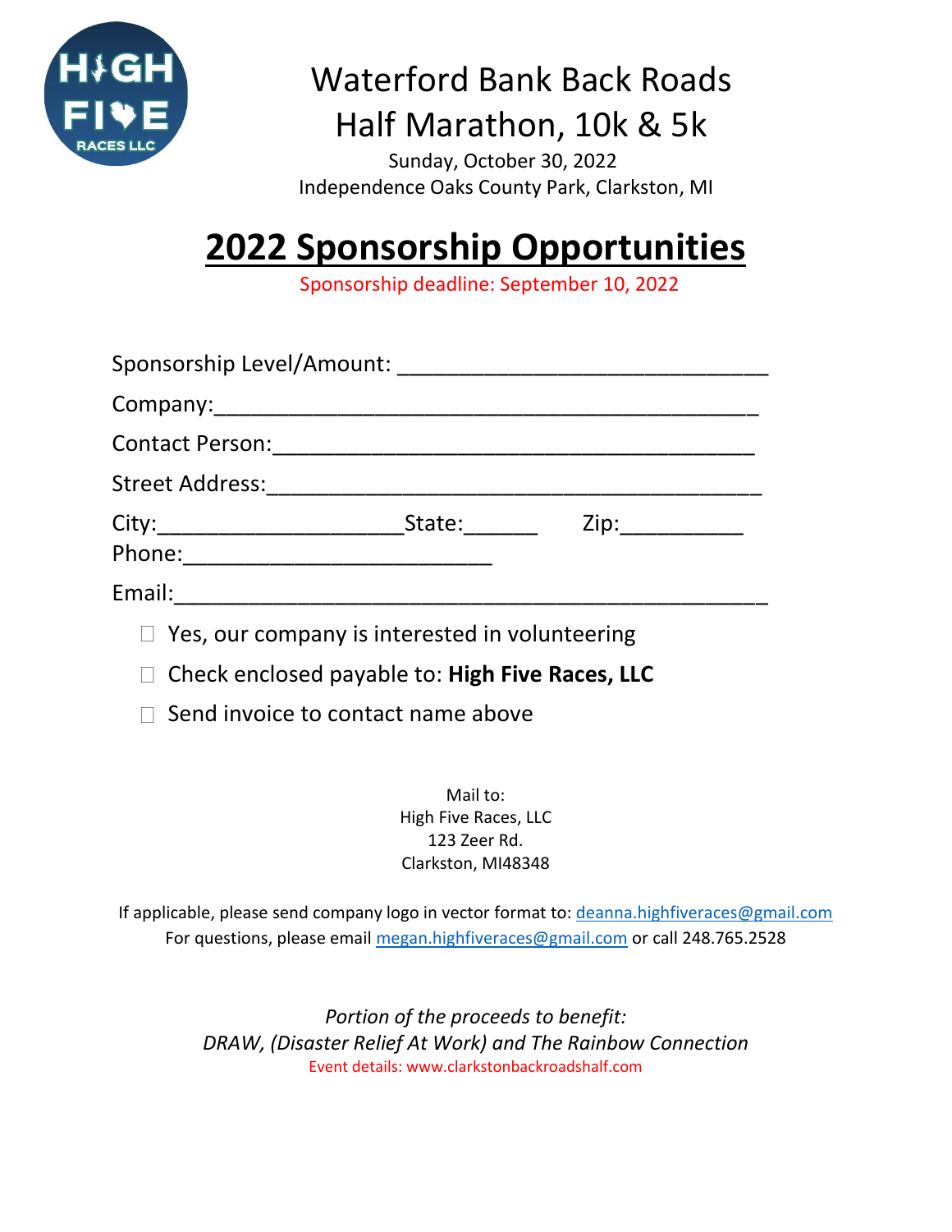# Waterford Bank Back Roads Half Marathon, 10k & 5k

Sunday, October 30, 2022
Independence Oaks County Park, Clarkston, MI

## 2022 Sponsorship Opportunities

Sponsorship deadline: September 10, 2022

Sponsorship Level/Amount: ______________________________

Company:_____________________________________________

Contact Person:_______________________________________

Street Address:_______________________________________

City:____________________State:______ Zip:__________

Phone:_________________________

Email:_________________________________________________

☐ Yes, our company is interested in volunteering

☐ Check enclosed payable to: **High Five Races, LLC**

☐ Send invoice to contact name above

Mail to:
High Five Races, LLC
123 Zeer Rd.
Clarkston, MI48348

If applicable, please send company logo in vector format to: deanna.highfiveraces@gmail.com
For questions, please email megan.highfiveraces@gmail.com or call 248.765.2528

*Portion of the proceeds to benefit:*
*DRAW, (Disaster Relief At Work) and The Rainbow Connection*

Event details: www.clarkstonbackroadshalf.com